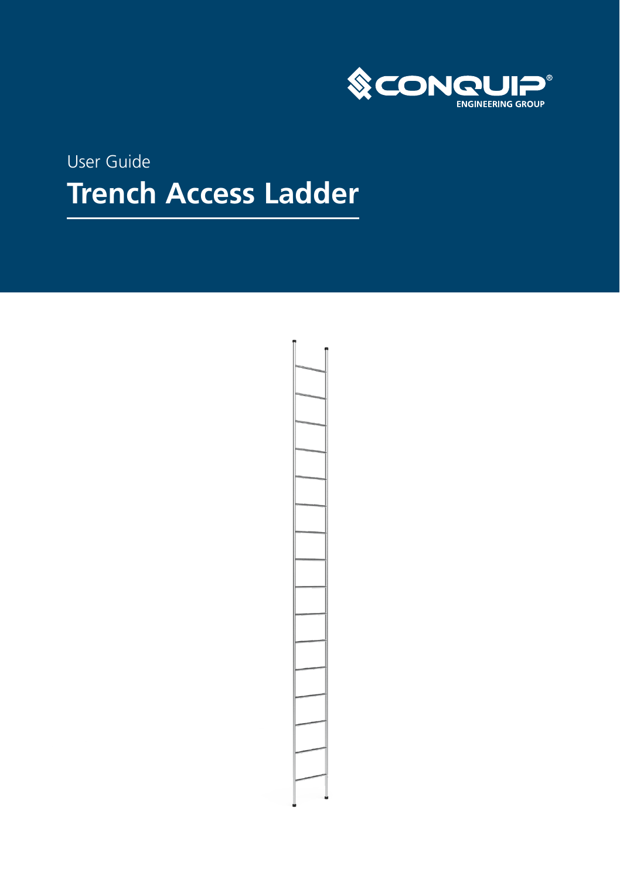CONQUIP®
ENGINEERING GROUP

User Guide

# Trench Access Ladder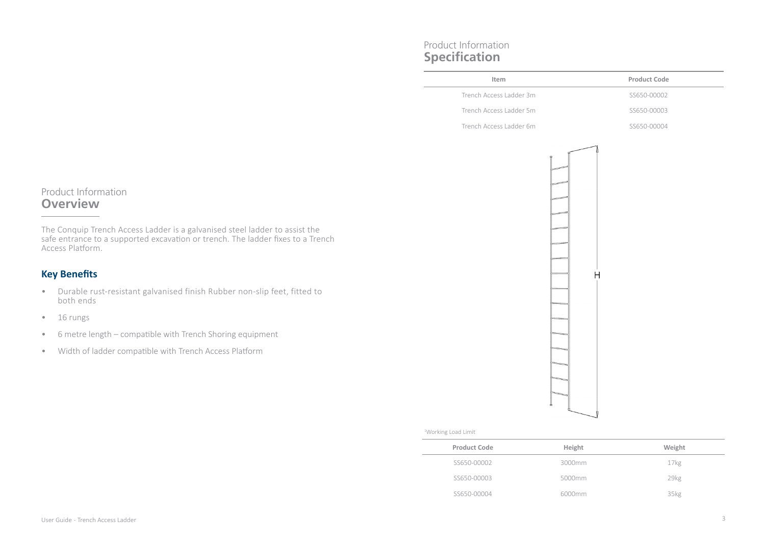## Product Information
# Overview

The Conquip Trench Access Ladder is a galvanised steel ladder to assist the safe entrance to a supported excavation or trench. The ladder fixes to a Trench Access Platform.

### Key Benefits

- Durable rust-resistant galvanised finish Rubber non-slip feet, fitted to both ends
- 16 rungs
- 6 metre length – compatible with Trench Shoring equipment
- Width of ladder compatible with Trench Access Platform

## Product Information
# Specification

| Item | Product Code |
| --- | --- |
| Trench Access Ladder 3m | SS650-00002 |
| Trench Access Ladder 5m | SS650-00003 |
| Trench Access Ladder 6m | SS650-00004 |

H

[1]Working Load Limit

| Product Code | Height | Weight |
| --- | --- | --- |
| SS650-00002 | 3000mm | 17kg |
| SS650-00003 | 5000mm | 29kg |
| SS650-00004 | 6000mm | 35kg |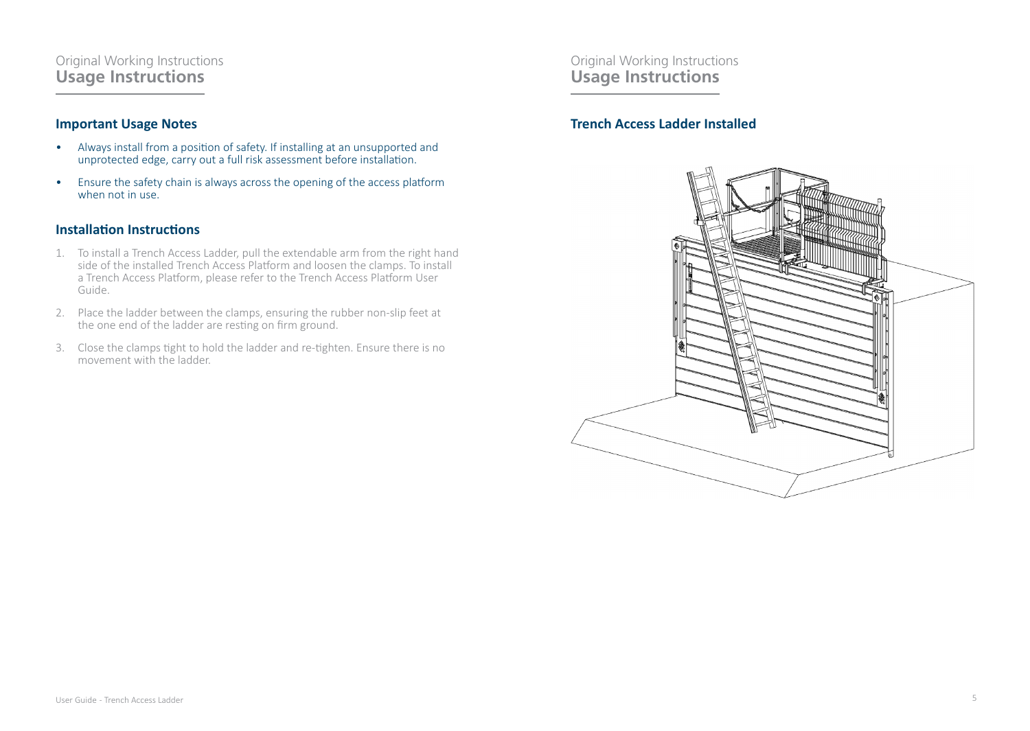## Original Working Instructions
# Usage Instructions

### Important Usage Notes

- Always install from a position of safety. If installing at an unsupported and unprotected edge, carry out a full risk assessment before installation.
- Ensure the safety chain is always across the opening of the access platform when not in use.

### Installation Instructions

1. To install a Trench Access Ladder, pull the extendable arm from the right hand side of the installed Trench Access Platform and loosen the clamps. To install a Trench Access Platform, please refer to the Trench Access Platform User Guide.
2. Place the ladder between the clamps, ensuring the rubber non-slip feet at the one end of the ladder are resting on firm ground.
3. Close the clamps tight to hold the ladder and re-tighten. Ensure there is no movement with the ladder.

## Original Working Instructions
# Usage Instructions

### Trench Access Ladder Installed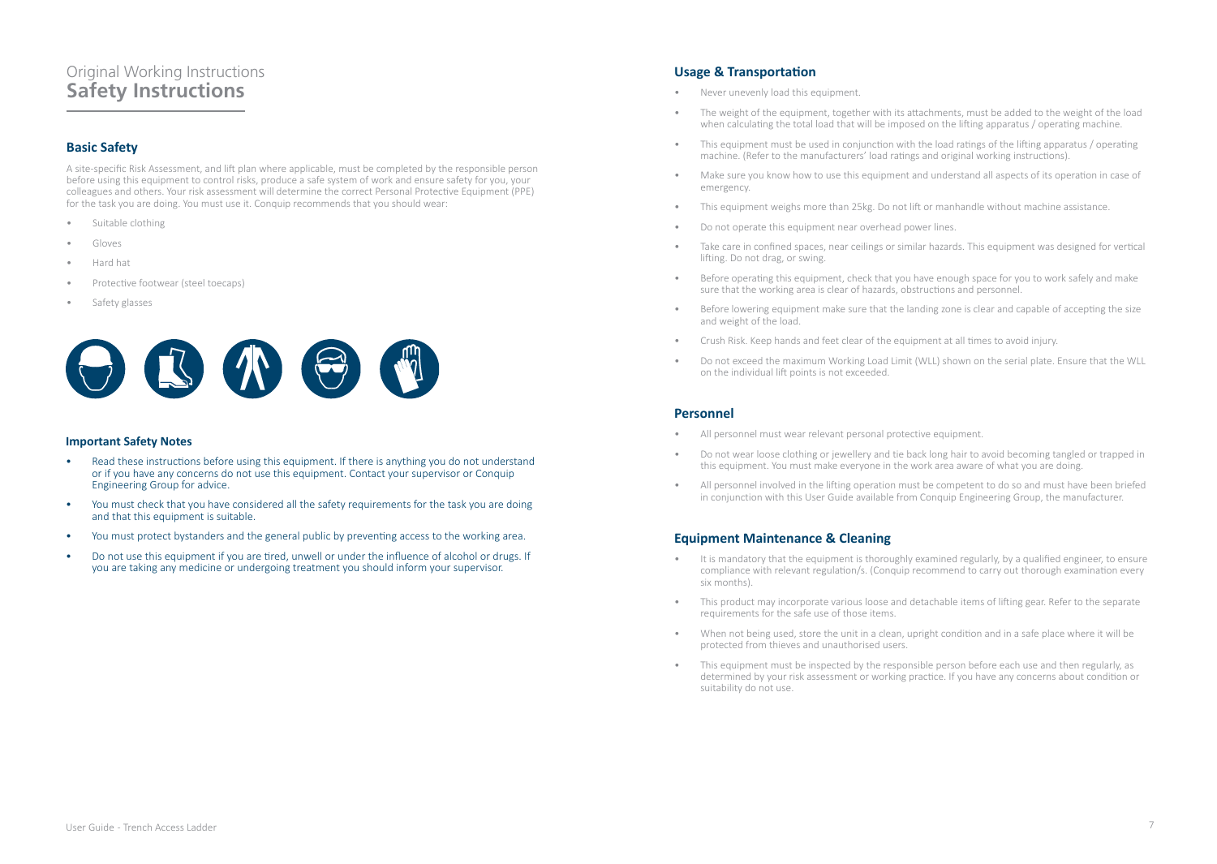Original Working Instructions
# Safety Instructions

## Basic Safety

A site-specific Risk Assessment, and lift plan where applicable, must be completed by the responsible person before using this equipment to control risks, produce a safe system of work and ensure safety for you, your colleagues and others. Your risk assessment will determine the correct Personal Protective Equipment (PPE) for the task you are doing. You must use it. Conquip recommends that you should wear:

- Suitable clothing
- Gloves
- Hard hat
- Protective footwear (steel toecaps)
- Safety glasses

### Important Safety Notes

- Read these instructions before using this equipment. If there is anything you do not understand or if you have any concerns do not use this equipment. Contact your supervisor or Conquip Engineering Group for advice.
- You must check that you have considered all the safety requirements for the task you are doing and that this equipment is suitable.
- You must protect bystanders and the general public by preventing access to the working area.
- Do not use this equipment if you are tired, unwell or under the influence of alcohol or drugs. If you are taking any medicine or undergoing treatment you should inform your supervisor.

## Usage & Transportation

- Never unevenly load this equipment.
- The weight of the equipment, together with its attachments, must be added to the weight of the load when calculating the total load that will be imposed on the lifting apparatus / operating machine.
- This equipment must be used in conjunction with the load ratings of the lifting apparatus / operating machine. (Refer to the manufacturers' load ratings and original working instructions).
- Make sure you know how to use this equipment and understand all aspects of its operation in case of emergency.
- This equipment weighs more than 25kg. Do not lift or manhandle without machine assistance.
- Do not operate this equipment near overhead power lines.
- Take care in confined spaces, near ceilings or similar hazards. This equipment was designed for vertical lifting. Do not drag, or swing.
- Before operating this equipment, check that you have enough space for you to work safely and make sure that the working area is clear of hazards, obstructions and personnel.
- Before lowering equipment make sure that the landing zone is clear and capable of accepting the size and weight of the load.
- Crush Risk. Keep hands and feet clear of the equipment at all times to avoid injury.
- Do not exceed the maximum Working Load Limit (WLL) shown on the serial plate. Ensure that the WLL on the individual lift points is not exceeded.

## Personnel

- All personnel must wear relevant personal protective equipment.
- Do not wear loose clothing or jewellery and tie back long hair to avoid becoming tangled or trapped in this equipment. You must make everyone in the work area aware of what you are doing.
- All personnel involved in the lifting operation must be competent to do so and must have been briefed in conjunction with this User Guide available from Conquip Engineering Group, the manufacturer.

## Equipment Maintenance & Cleaning

- It is mandatory that the equipment is thoroughly examined regularly, by a qualified engineer, to ensure compliance with relevant regulation/s. (Conquip recommend to carry out thorough examination every six months).
- This product may incorporate various loose and detachable items of lifting gear. Refer to the separate requirements for the safe use of those items.
- When not being used, store the unit in a clean, upright condition and in a safe place where it will be protected from thieves and unauthorised users.
- This equipment must be inspected by the responsible person before each use and then regularly, as determined by your risk assessment or working practice. If you have any concerns about condition or suitability do not use.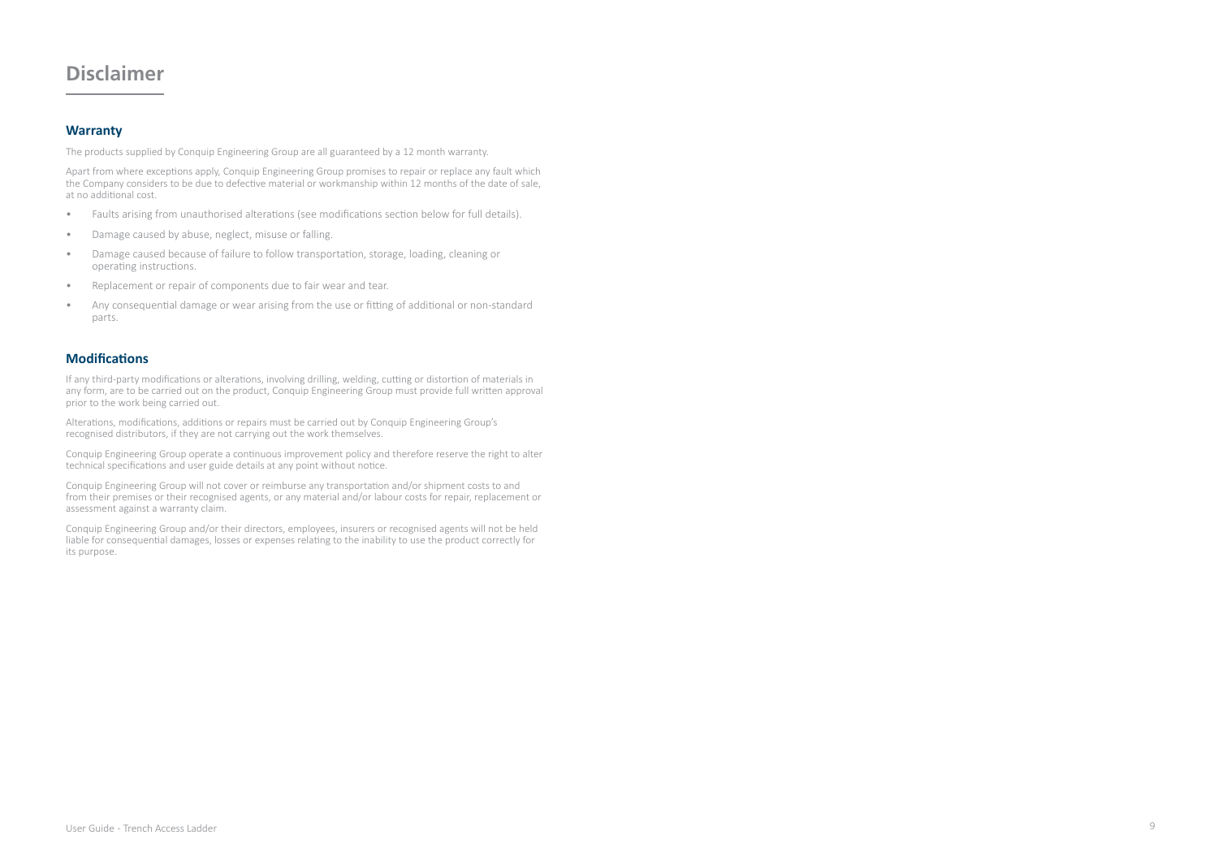# Disclaimer

## Warranty

The products supplied by Conquip Engineering Group are all guaranteed by a 12 month warranty.

Apart from where exceptions apply, Conquip Engineering Group promises to repair or replace any fault which the Company considers to be due to defective material or workmanship within 12 months of the date of sale, at no additional cost.

- Faults arising from unauthorised alterations (see modifications section below for full details).
- Damage caused by abuse, neglect, misuse or falling.
- Damage caused because of failure to follow transportation, storage, loading, cleaning or operating instructions.
- Replacement or repair of components due to fair wear and tear.
- Any consequential damage or wear arising from the use or fitting of additional or non-standard parts.

## Modifications

If any third-party modifications or alterations, involving drilling, welding, cutting or distortion of materials in any form, are to be carried out on the product, Conquip Engineering Group must provide full written approval prior to the work being carried out.

Alterations, modifications, additions or repairs must be carried out by Conquip Engineering Group's recognised distributors, if they are not carrying out the work themselves.

Conquip Engineering Group operate a continuous improvement policy and therefore reserve the right to alter technical specifications and user guide details at any point without notice.

Conquip Engineering Group will not cover or reimburse any transportation and/or shipment costs to and from their premises or their recognised agents, or any material and/or labour costs for repair, replacement or assessment against a warranty claim.

Conquip Engineering Group and/or their directors, employees, insurers or recognised agents will not be held liable for consequential damages, losses or expenses relating to the inability to use the product correctly for its purpose.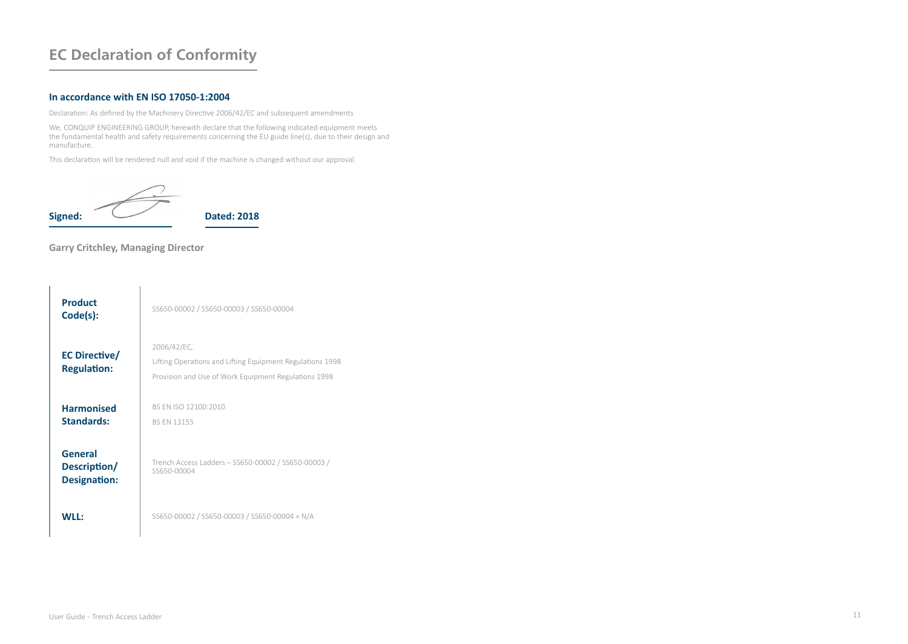# EC Declaration of Conformity

### In accordance with EN ISO 17050-1:2004

Declaration: As defined by the Machinery Directive 2006/42/EC and subsequent amendments

We, CONQUIP ENGINEERING GROUP, herewith declare that the following indicated equipment meets the fundamental health and safety requirements concerning the EU guide line(s), due to their design and manufacture.

This declaration will be rendered null and void if the machine is changed without our approval.

**Signed:** **Dated: 2018**

**Garry Critchley, Managing Director**

| | |
|---|---|
| **Product Code(s):** | SS650-00002 / SS650-00003 / SS650-00004 |
| **EC Directive/ Regulation:** | 2006/42/EC,<br>Lifting Operations and Lifting Equipment Regulations 1998<br>Provision and Use of Work Equipment Regulations 1998 |
| **Harmonised Standards:** | BS EN ISO 12100:2010<br>BS EN 13155 |
| **General Description/ Designation:** | Trench Access Ladders – SS650-00002 / SS650-00003 / SS650-00004 |
| **WLL:** | SS650-00002 / SS650-00003 / SS650-00004 = N/A |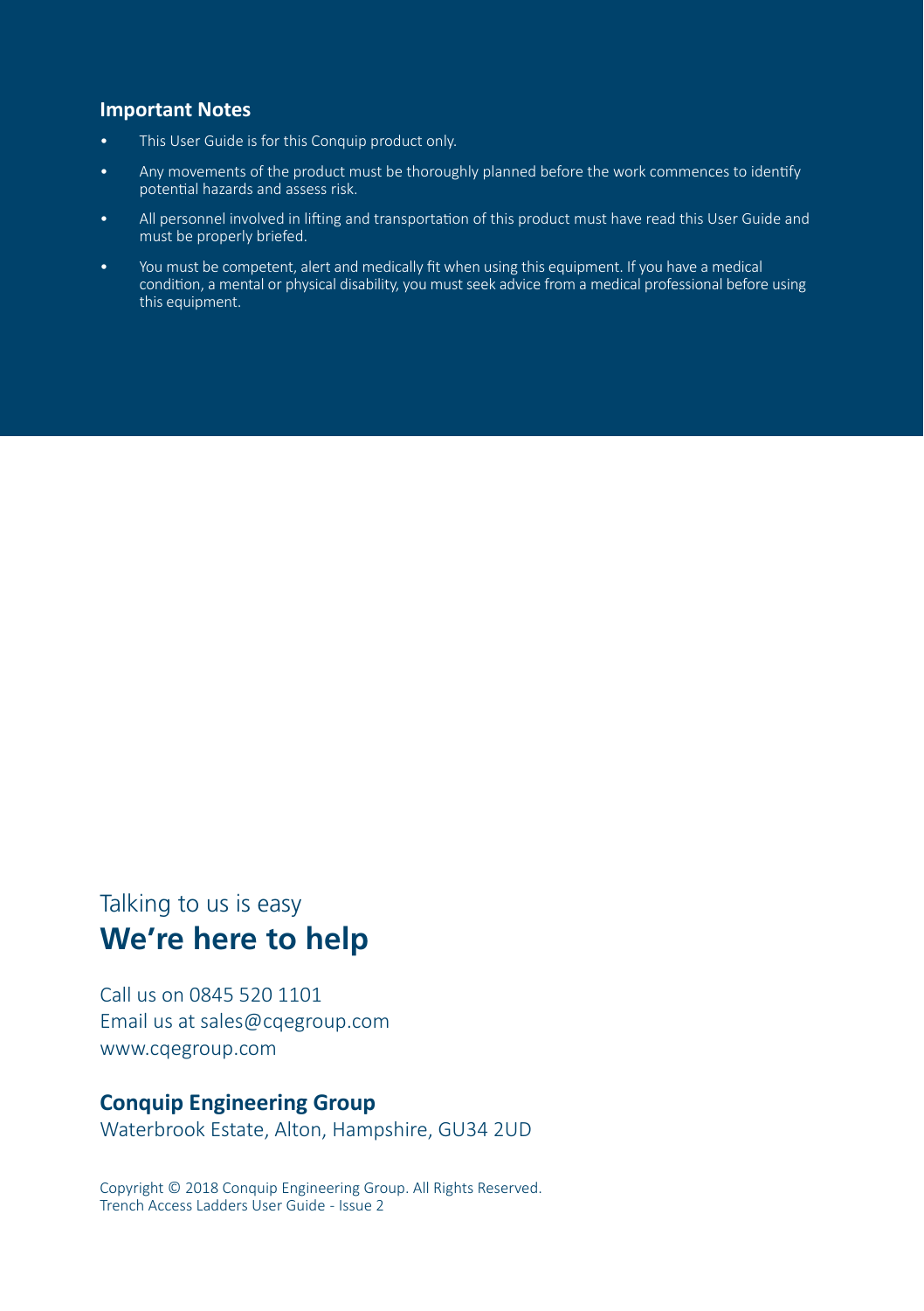## Important Notes

- This User Guide is for this Conquip product only.
- Any movements of the product must be thoroughly planned before the work commences to identify potential hazards and assess risk.
- All personnel involved in lifting and transportation of this product must have read this User Guide and must be properly briefed.
- You must be competent, alert and medically fit when using this equipment. If you have a medical condition, a mental or physical disability, you must seek advice from a medical professional before using this equipment.

Talking to us is easy

## We're here to help

Call us on 0845 520 1101
Email us at sales@cqegroup.com
www.cqegroup.com

**Conquip Engineering Group**
Waterbrook Estate, Alton, Hampshire, GU34 2UD

Copyright © 2018 Conquip Engineering Group. All Rights Reserved.
Trench Access Ladders User Guide - Issue 2